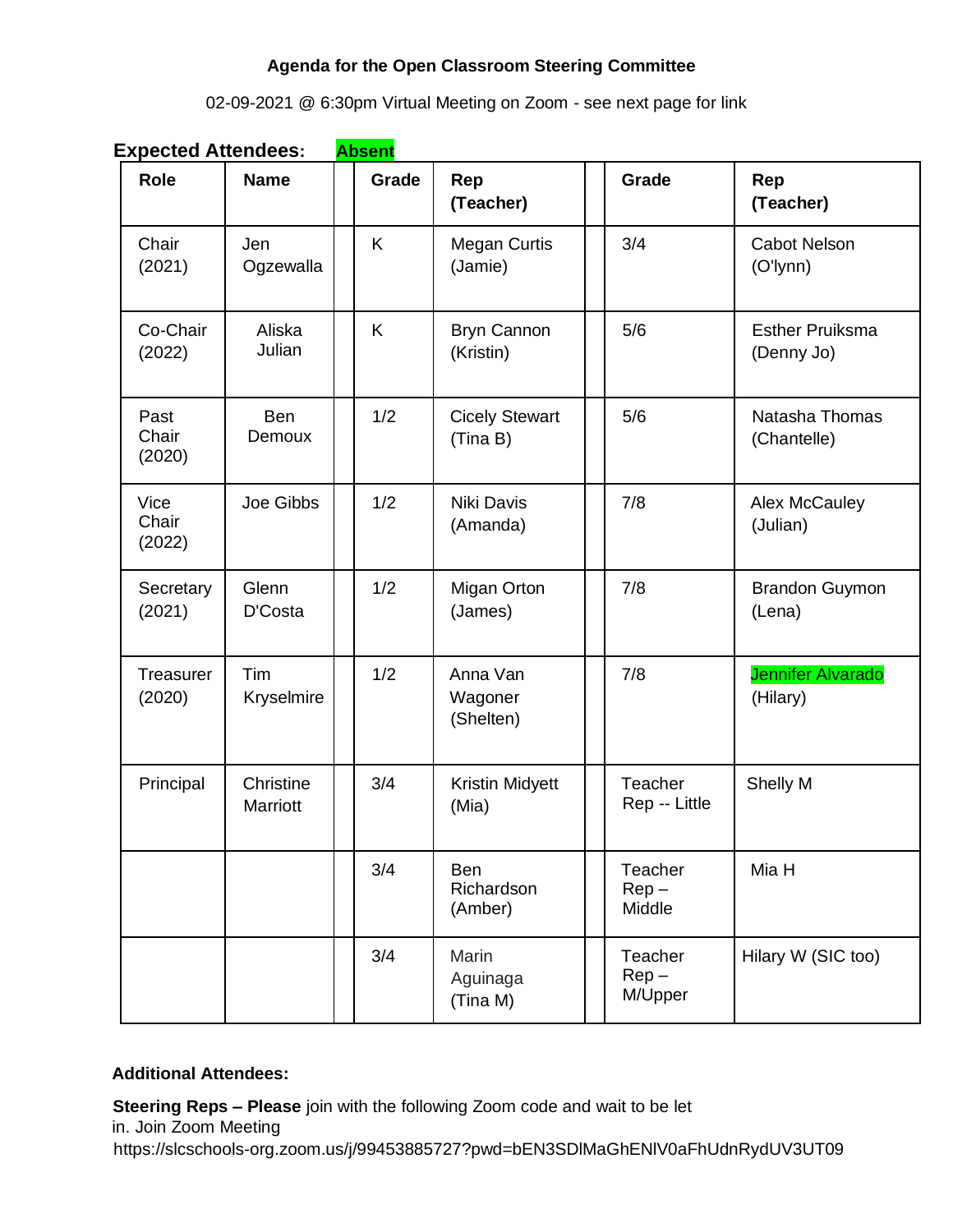# Agenda for the Open Classroom Steering Committee

02-09-2021 @ 6:30pm Virtual Meeting on Zoom - see next page for link

**Expected Attendees:** **Absent**

| Role | Name | | Grade | Rep (Teacher) | | Grade | Rep (Teacher) |
|---|---|---|---|---|---|---|---|
| Chair (2021) | Jen Ogzewalla | | K | Megan Curtis (Jamie) | | 3/4 | Cabot Nelson (O'lynn) |
| Co-Chair (2022) | Aliska Julian | | K | Bryn Cannon (Kristin) | | 5/6 | Esther Pruiksma (Denny Jo) |
| Past Chair (2020) | Ben Demoux | | 1/2 | Cicely Stewart (Tina B) | | 5/6 | Natasha Thomas (Chantelle) |
| Vice Chair (2022) | Joe Gibbs | | 1/2 | Niki Davis (Amanda) | | 7/8 | Alex McCauley (Julian) |
| Secretary (2021) | Glenn D'Costa | | 1/2 | Migan Orton (James) | | 7/8 | Brandon Guymon (Lena) |
| Treasurer (2020) | Tim Kryselmire | | 1/2 | Anna Van Wagoner (Shelten) | | 7/8 | Jennifer Alvarado (Hilary) |
| Principal | Christine Marriott | | 3/4 | Kristin Midyett (Mia) | | Teacher Rep -- Little | Shelly M |
| | | | 3/4 | Ben Richardson (Amber) | | Teacher Rep – Middle | Mia H |
| | | | 3/4 | Marin Aguinaga (Tina M) | | Teacher Rep – M/Upper | Hilary W (SIC too) |

**Additional Attendees:**

**Steering Reps – Please** join with the following Zoom code and wait to be let in. Join Zoom Meeting
https://slcschools-org.zoom.us/j/99453885727?pwd=bEN3SDlMaGhENlV0aFhUdnRydUV3UT09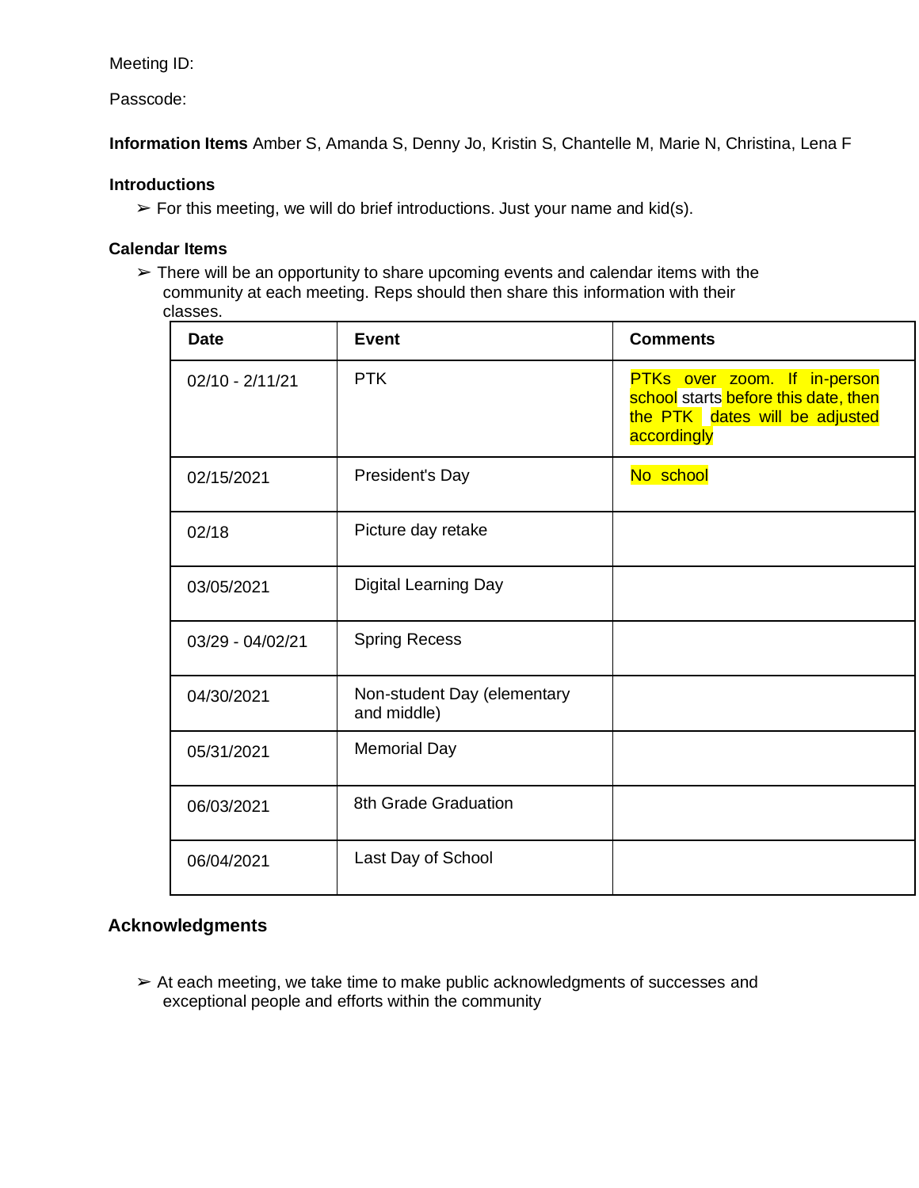Meeting ID:

Passcode:

**Information Items** Amber S, Amanda S, Denny Jo, Kristin S, Chantelle M, Marie N, Christina, Lena F

**Introductions**

➢ For this meeting, we will do brief introductions. Just your name and kid(s).

**Calendar Items**

➢ There will be an opportunity to share upcoming events and calendar items with the community at each meeting. Reps should then share this information with their classes.

| Date | Event | Comments |
|---|---|---|
| 02/10 - 2/11/21 | PTK | PTKs over zoom. If in-person school starts before this date, then the PTK dates will be adjusted accordingly |
| 02/15/2021 | President's Day | No school |
| 02/18 | Picture day retake | |
| 03/05/2021 | Digital Learning Day | |
| 03/29 - 04/02/21 | Spring Recess | |
| 04/30/2021 | Non-student Day (elementary and middle) | |
| 05/31/2021 | Memorial Day | |
| 06/03/2021 | 8th Grade Graduation | |
| 06/04/2021 | Last Day of School | |

**Acknowledgments**

➢ At each meeting, we take time to make public acknowledgments of successes and exceptional people and efforts within the community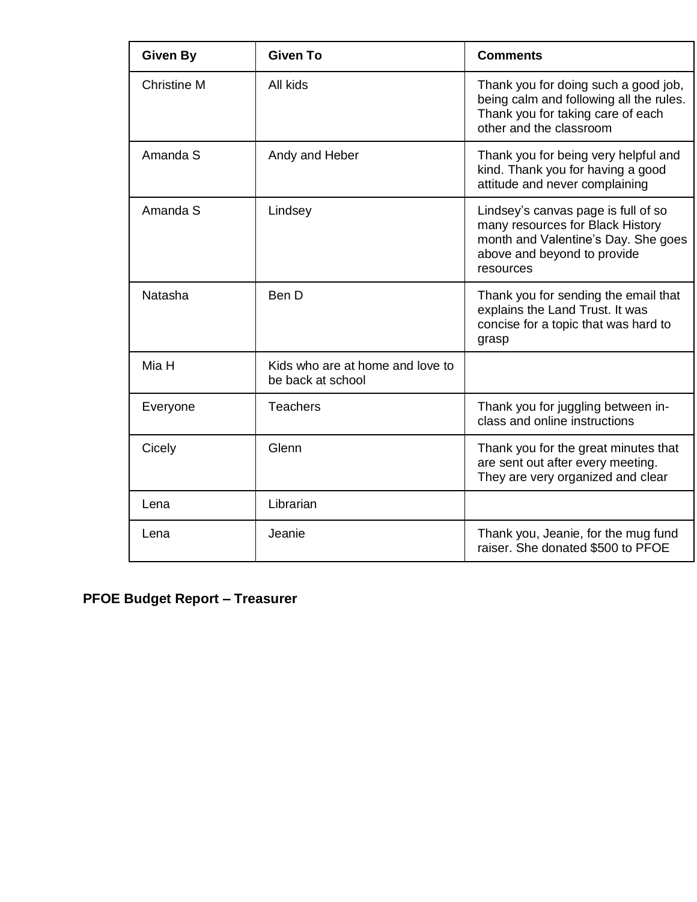| Given By | Given To | Comments |
| --- | --- | --- |
| Christine M | All kids | Thank you for doing such a good job, being calm and following all the rules. Thank you for taking care of each other and the classroom |
| Amanda S | Andy and Heber | Thank you for being very helpful and kind. Thank you for having a good attitude and never complaining |
| Amanda S | Lindsey | Lindsey's canvas page is full of so many resources for Black History month and Valentine's Day. She goes above and beyond to provide resources |
| Natasha | Ben D | Thank you for sending the email that explains the Land Trust. It was concise for a topic that was hard to grasp |
| Mia H | Kids who are at home and love to be back at school | |
| Everyone | Teachers | Thank you for juggling between in-class and online instructions |
| Cicely | Glenn | Thank you for the great minutes that are sent out after every meeting. They are very organized and clear |
| Lena | Librarian | |
| Lena | Jeanie | Thank you, Jeanie, for the mug fund raiser. She donated $500 to PFOE |

**PFOE Budget Report – Treasurer**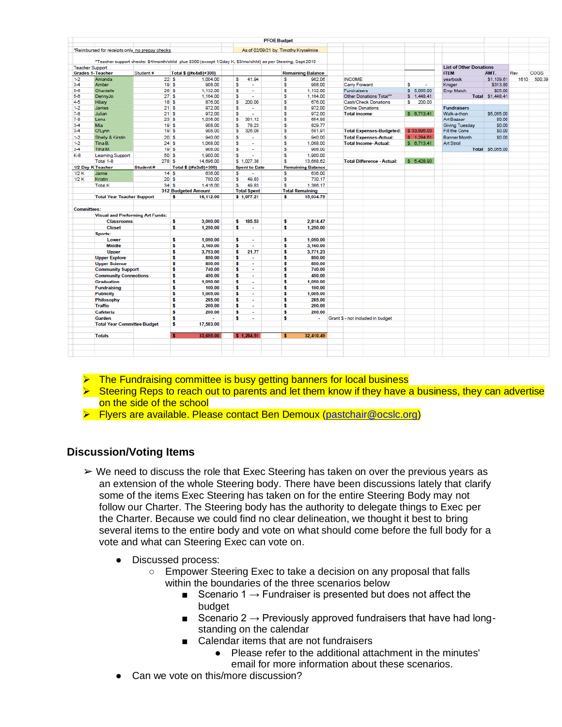**PFOE Budget**

*Reimbursed for receipts only, no prepay checks. As of 02/09/21 by: Timothy Kryselmire

*Teacher support checks: $4/month/child plus $300 (except 1/2day K, $3/mo/child) as per Steering, Sept 2010

Teacher Support

| Grades 1-8 | Teacher | Student # | Total $ ((#x4x8)+300) | Spent to Date | Remaining Balance |
|---|---|---|---|---|---|
| 1-2 | Amanda | 22 | $ 1,004.00 | $ 41.94 | $ 962.06 |
| 3-4 | Amber | 19 | $ 908.00 | $ - | $ 908.00 |
| 5-6 | Chantelle | 26 | $ 1,132.00 | $ - | $ 1,132.00 |
| 5-6 | DennyJo | 27 | $ 1,164.00 | $ - | $ 1,164.00 |
| 4-5 | Hilary | 18 | $ 876.00 | $ 200.00 | $ 676.00 |
| 1-2 | James | 21 | $ 972.00 | $ - | $ 972.00 |
| 7-8 | Julian | 21 | $ 972.00 | $ - | $ 972.00 |
| 7-8 | Lena | 23 | $ 1,036.00 | $ 381.12 | $ 654.88 |
| 3-4 | Mia | 19 | $ 908.00 | $ 78.23 | $ 829.77 |
| 3-4 | O'Lynn | 19 | $ 908.00 | $ 326.09 | $ 581.91 |
| 1-2 | Shelly & Kirstin | 20 | $ 940.00 | $ - | $ 940.00 |
| 1-2 | Tina B. | 24 | $ 1,068.00 | $ - | $ 1,068.00 |
| 3-4 | Tina M. | 19 | $ 908.00 | $ - | $ 908.00 |
| K-8 | Learning Support | 50 | $ 1,900.00 | $ - | $ 1,900.00 |
| | Total 1-8 | 278 | $ 14,696.00 | $ 1,027.38 | $ 13,668.62 |
| **1/2 Day K** | **Teacher** | **Student #** | **Total $ ((#x3x8)+300)** | **Spent to Date** | **Remaining Balance** |
| 1/2 K | Jamie | 14 | $ 636.00 | $ - | $ 636.00 |
| 1/2 K | Kristin | 20 | $ 780.00 | $ 49.83 | $ 730.17 |
| | Total K | 34 | $ 1,416.00 | $ 49.83 | $ 1,366.17 |
| | | 312 | Budgeted Amount | Total Spent | Total Remaining |
| | Total Year Teacher Support | | $ 16,112.00 | $ 1,077.21 | $ 15,034.79 |

| Committees: | Budget | Spent | Remaining |
|---|---|---|---|
| Visual and Preforming Art Funds: | | | |
| Classrooms | $ 3,000.00 | $ 185.53 | $ 2,814.47 |
| Closet | $ 1,250.00 | $ - | $ 1,250.00 |
| Sports: | | | |
| Lower | $ 1,050.00 | $ - | $ 1,050.00 |
| Middle | $ 3,160.00 | $ - | $ 3,160.00 |
| Upper | $ 3,793.00 | $ 21.77 | $ 3,771.23 |
| Upper Explore | $ 850.00 | $ - | $ 850.00 |
| Upper Science | $ 850.00 | $ - | $ 850.00 |
| Community Support | $ 740.00 | $ - | $ 740.00 |
| Community Connections | $ 450.00 | $ - | $ 450.00 |
| Graduation | $ 1,050.00 | $ - | $ 1,050.00 |
| Fundraising | $ 100.00 | $ - | $ 100.00 |
| Publicity | $ 1,005.00 | $ - | $ 1,005.00 |
| Philosophy | $ 285.00 | $ - | $ 285.00 |
| Traffic | $ 200.00 | $ - | $ 200.00 |
| Cafeteria | $ 200.00 | $ - | $ 200.00 |
| Garden | $ - | $ - | $ - Grant $ - not included in budget |
| Total Year Committee Budget | $ 17,583.00 | | |
| Totals | $ 33,695.00 | $ 1,284.51 | $ 32,410.49 |

| INCOME | |
|---|---|
| Carry Forward | $ - |
| Fundraisers | $ 5,085.00 |
| Other Donations Total** | $ 1,448.41 |
| Cash/Check Donations | $ 200.00 |
| Online Donations | |
| Total income: | $ 6,713.41 |
| Total Expenses-Budgeted: | $ 33,695.00 |
| Total Expenses-Actual: | $ 1,284.51 |
| Total Income- Actual: | $ 6,713.41 |
| Total Difference - Actual: | $ 5,428.90 |

| List of Other Donations ITEM | AMT. | Rev | COGS |
|---|---|---|---|
| yearbook | $1,109.61 | 1610 | 500.39 |
| Kroger | $313.80 | | |
| Emp Match | $25.00 | | |
| Total | $1,448.41 | | |

| Fundraisers | |
|---|---|
| Walk-a-thon | $5,085.00 |
| Art Bazaar | $0.00 |
| Giving Tuesday | $0.00 |
| Fill the Cone | $0.00 |
| Banner Month | $0.00 |
| Art Stroll | |
| Total | $5,085.00 |

- The Fundraising committee is busy getting banners for local business
- Steering Reps to reach out to parents and let them know if they have a business, they can advertise on the side of the school
- Flyers are available. Please contact Ben Demoux (pastchair@ocslc.org)

## Discussion/Voting Items

- We need to discuss the role that Exec Steering has taken on over the previous years as an extension of the whole Steering body. There have been discussions lately that clarify some of the items Exec Steering has taken on for the entire Steering Body may not follow our Charter. The Steering body has the authority to delegate things to Exec per the Charter. Because we could find no clear delineation, we thought it best to bring several items to the entire body and vote on what should come before the full body for a vote and what can Steering Exec can vote on.
  - Discussed process:
    - Empower Steering Exec to take a decision on any proposal that falls within the boundaries of the three scenarios below
      - Scenario 1 → Fundraiser is presented but does not affect the budget
      - Scenario 2 → Previously approved fundraisers that have had long-standing on the calendar
      - Calendar items that are not fundraisers
        - Please refer to the additional attachment in the minutes' email for more information about these scenarios.
  - Can we vote on this/more discussion?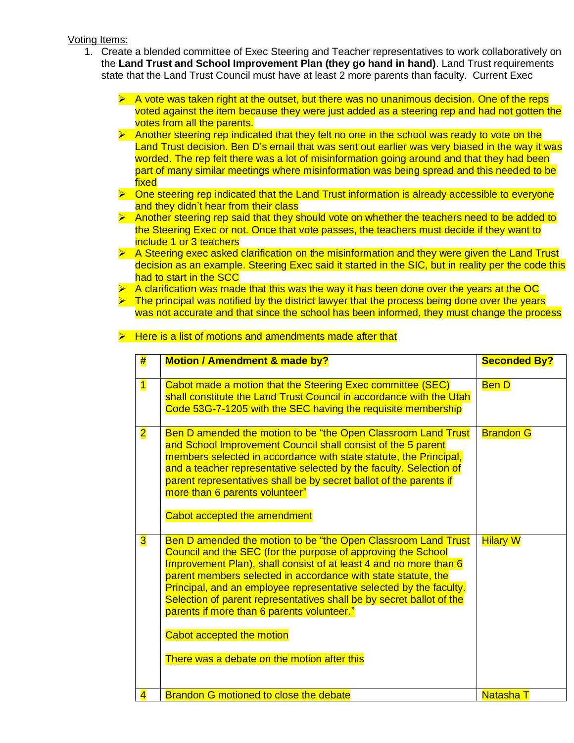Voting Items:

1. Create a blended committee of Exec Steering and Teacher representatives to work collaboratively on the **Land Trust and School Improvement Plan (they go hand in hand)**. Land Trust requirements state that the Land Trust Council must have at least 2 more parents than faculty. Current Exec

   - A vote was taken right at the outset, but there was no unanimous decision. One of the reps voted against the item because they were just added as a steering rep and had not gotten the votes from all the parents.
   - Another steering rep indicated that they felt no one in the school was ready to vote on the Land Trust decision. Ben D's email that was sent out earlier was very biased in the way it was worded. The rep felt there was a lot of misinformation going around and that they had been part of many similar meetings where misinformation was being spread and this needed to be fixed
   - One steering rep indicated that the Land Trust information is already accessible to everyone and they didn't hear from their class
   - Another steering rep said that they should vote on whether the teachers need to be added to the Steering Exec or not. Once that vote passes, the teachers must decide if they want to include 1 or 3 teachers
   - A Steering exec asked clarification on the misinformation and they were given the Land Trust decision as an example. Steering Exec said it started in the SIC, but in reality per the code this had to start in the SCC
   - A clarification was made that this was the way it has been done over the years at the OC
   - The principal was notified by the district lawyer that the process being done over the years was not accurate and that since the school has been informed, they must change the process

   - Here is a list of motions and amendments made after that

| # | Motion / Amendment & made by? | Seconded By? |
|---|---|---|
| 1 | Cabot made a motion that the Steering Exec committee (SEC) shall constitute the Land Trust Council in accordance with the Utah Code 53G-7-1205 with the SEC having the requisite membership | Ben D |
| 2 | Ben D amended the motion to be "the Open Classroom Land Trust and School Improvement Council shall consist of the 5 parent members selected in accordance with state statute, the Principal, and a teacher representative selected by the faculty. Selection of parent representatives shall be by secret ballot of the parents if more than 6 parents volunteer"<br><br>Cabot accepted the amendment | Brandon G |
| 3 | Ben D amended the motion to be "the Open Classroom Land Trust Council and the SEC (for the purpose of approving the School Improvement Plan), shall consist of at least 4 and no more than 6 parent members selected in accordance with state statute, the Principal, and an employee representative selected by the faculty. Selection of parent representatives shall be by secret ballot of the parents if more than 6 parents volunteer."<br><br>Cabot accepted the motion<br><br>There was a debate on the motion after this | Hilary W |
| 4 | Brandon G motioned to close the debate | Natasha T |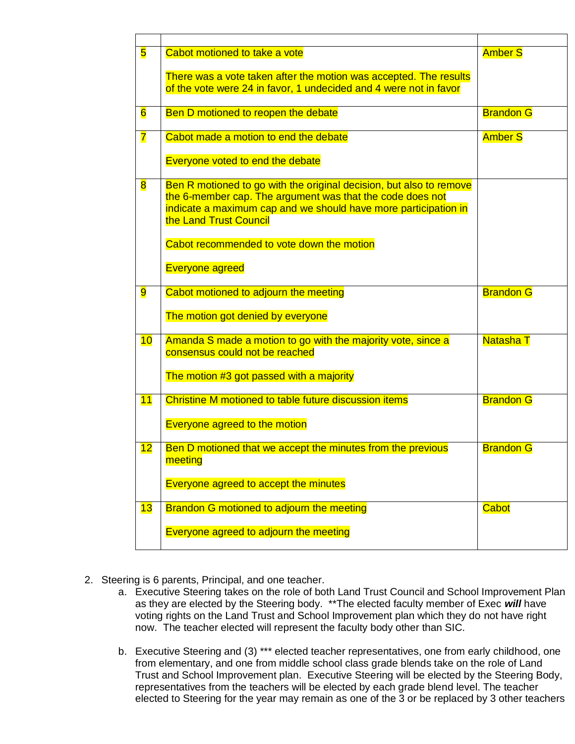| | | |
|---|---|---|
| 5 | Cabot motioned to take a vote<br><br>There was a vote taken after the motion was accepted. The results of the vote were 24 in favor, 1 undecided and 4 were not in favor | Amber S |
| 6 | Ben D motioned to reopen the debate | Brandon G |
| 7 | Cabot made a motion to end the debate<br><br>Everyone voted to end the debate | Amber S |
| 8 | Ben R motioned to go with the original decision, but also to remove the 6-member cap. The argument was that the code does not indicate a maximum cap and we should have more participation in the Land Trust Council<br><br>Cabot recommended to vote down the motion<br><br>Everyone agreed | |
| 9 | Cabot motioned to adjourn the meeting<br><br>The motion got denied by everyone | Brandon G |
| 10 | Amanda S made a motion to go with the majority vote, since a consensus could not be reached<br><br>The motion #3 got passed with a majority | Natasha T |
| 11 | Christine M motioned to table future discussion items<br><br>Everyone agreed to the motion | Brandon G |
| 12 | Ben D motioned that we accept the minutes from the previous meeting<br><br>Everyone agreed to accept the minutes | Brandon G |
| 13 | Brandon G motioned to adjourn the meeting<br><br>Everyone agreed to adjourn the meeting | Cabot |

2. Steering is 6 parents, Principal, and one teacher.
   a. Executive Steering takes on the role of both Land Trust Council and School Improvement Plan as they are elected by the Steering body. **The elected faculty member of Exec ***will*** have voting rights on the Land Trust and School Improvement plan which they do not have right now. The teacher elected will represent the faculty body other than SIC.

   b. Executive Steering and (3) *** elected teacher representatives, one from early childhood, one from elementary, and one from middle school class grade blends take on the role of Land Trust and School Improvement plan. Executive Steering will be elected by the Steering Body, representatives from the teachers will be elected by each grade blend level. The teacher elected to Steering for the year may remain as one of the 3 or be replaced by 3 other teachers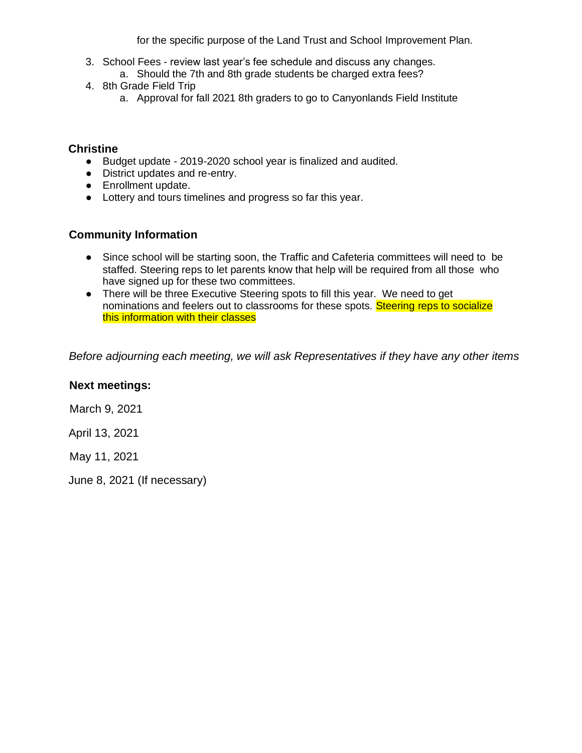for the specific purpose of the Land Trust and School Improvement Plan.

3. School Fees - review last year's fee schedule and discuss any changes.
   a. Should the 7th and 8th grade students be charged extra fees?
4. 8th Grade Field Trip
   a. Approval for fall 2021 8th graders to go to Canyonlands Field Institute

**Christine**

- Budget update - 2019-2020 school year is finalized and audited.
- District updates and re-entry.
- Enrollment update.
- Lottery and tours timelines and progress so far this year.

**Community Information**

- Since school will be starting soon, the Traffic and Cafeteria committees will need to be staffed. Steering reps to let parents know that help will be required from all those who have signed up for these two committees.
- There will be three Executive Steering spots to fill this year. We need to get nominations and feelers out to classrooms for these spots. Steering reps to socialize this information with their classes

*Before adjourning each meeting, we will ask Representatives if they have any other items*

**Next meetings:**

March 9, 2021

April 13, 2021

May 11, 2021

June 8, 2021 (If necessary)